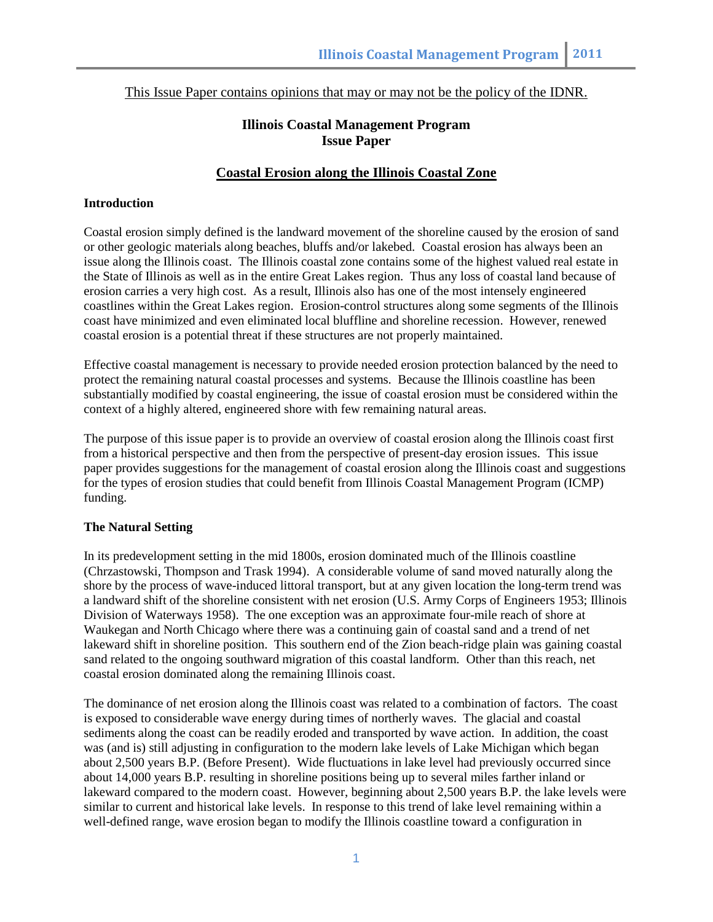This Issue Paper contains opinions that may or may not be the policy of the IDNR.

**Illinois Coastal Management Program**
**Issue Paper**

# Coastal Erosion along the Illinois Coastal Zone

## Introduction

Coastal erosion simply defined is the landward movement of the shoreline caused by the erosion of sand or other geologic materials along beaches, bluffs and/or lakebed. Coastal erosion has always been an issue along the Illinois coast. The Illinois coastal zone contains some of the highest valued real estate in the State of Illinois as well as in the entire Great Lakes region. Thus any loss of coastal land because of erosion carries a very high cost. As a result, Illinois also has one of the most intensely engineered coastlines within the Great Lakes region. Erosion-control structures along some segments of the Illinois coast have minimized and even eliminated local bluffline and shoreline recession. However, renewed coastal erosion is a potential threat if these structures are not properly maintained.

Effective coastal management is necessary to provide needed erosion protection balanced by the need to protect the remaining natural coastal processes and systems. Because the Illinois coastline has been substantially modified by coastal engineering, the issue of coastal erosion must be considered within the context of a highly altered, engineered shore with few remaining natural areas.

The purpose of this issue paper is to provide an overview of coastal erosion along the Illinois coast first from a historical perspective and then from the perspective of present-day erosion issues. This issue paper provides suggestions for the management of coastal erosion along the Illinois coast and suggestions for the types of erosion studies that could benefit from Illinois Coastal Management Program (ICMP) funding.

## The Natural Setting

In its predevelopment setting in the mid 1800s, erosion dominated much of the Illinois coastline (Chrzastowski, Thompson and Trask 1994). A considerable volume of sand moved naturally along the shore by the process of wave-induced littoral transport, but at any given location the long-term trend was a landward shift of the shoreline consistent with net erosion (U.S. Army Corps of Engineers 1953; Illinois Division of Waterways 1958). The one exception was an approximate four-mile reach of shore at Waukegan and North Chicago where there was a continuing gain of coastal sand and a trend of net lakeward shift in shoreline position. This southern end of the Zion beach-ridge plain was gaining coastal sand related to the ongoing southward migration of this coastal landform. Other than this reach, net coastal erosion dominated along the remaining Illinois coast.

The dominance of net erosion along the Illinois coast was related to a combination of factors. The coast is exposed to considerable wave energy during times of northerly waves. The glacial and coastal sediments along the coast can be readily eroded and transported by wave action. In addition, the coast was (and is) still adjusting in configuration to the modern lake levels of Lake Michigan which began about 2,500 years B.P. (Before Present). Wide fluctuations in lake level had previously occurred since about 14,000 years B.P. resulting in shoreline positions being up to several miles farther inland or lakeward compared to the modern coast. However, beginning about 2,500 years B.P. the lake levels were similar to current and historical lake levels. In response to this trend of lake level remaining within a well-defined range, wave erosion began to modify the Illinois coastline toward a configuration in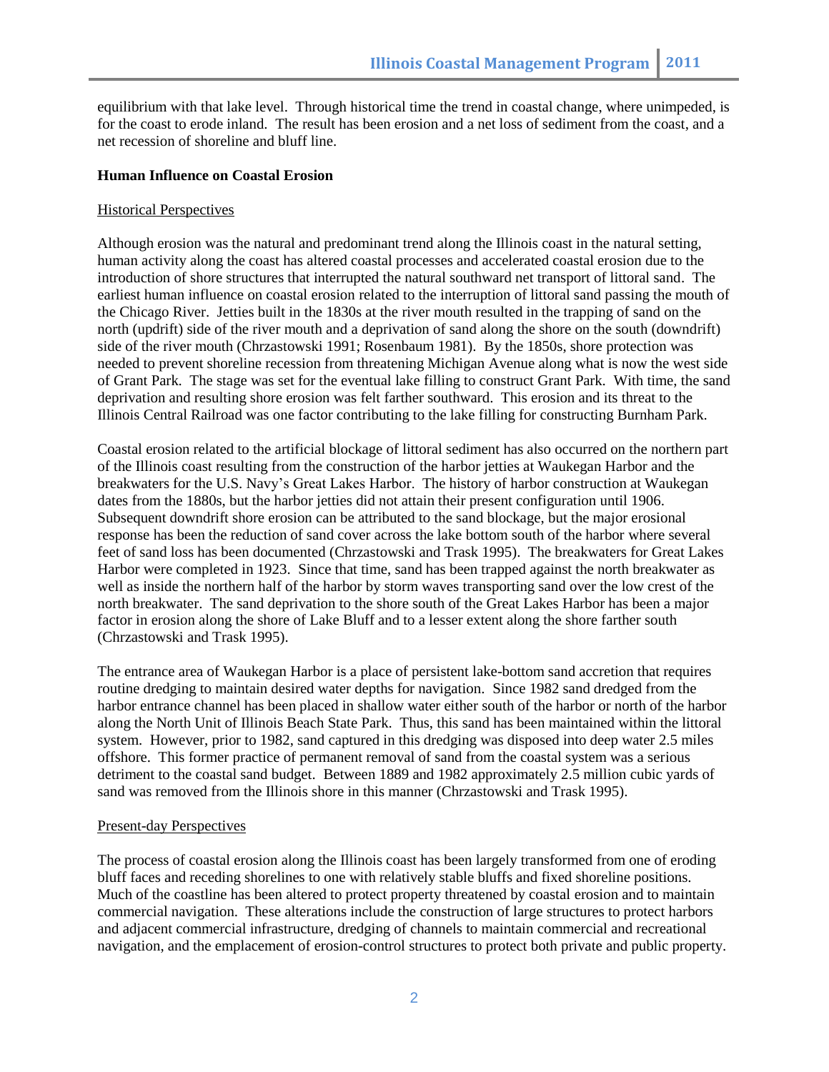equilibrium with that lake level. Through historical time the trend in coastal change, where unimpeded, is for the coast to erode inland. The result has been erosion and a net loss of sediment from the coast, and a net recession of shoreline and bluff line.

**Human Influence on Coastal Erosion**

<u>Historical Perspectives</u>

Although erosion was the natural and predominant trend along the Illinois coast in the natural setting, human activity along the coast has altered coastal processes and accelerated coastal erosion due to the introduction of shore structures that interrupted the natural southward net transport of littoral sand. The earliest human influence on coastal erosion related to the interruption of littoral sand passing the mouth of the Chicago River. Jetties built in the 1830s at the river mouth resulted in the trapping of sand on the north (updrift) side of the river mouth and a deprivation of sand along the shore on the south (downdrift) side of the river mouth (Chrzastowski 1991; Rosenbaum 1981). By the 1850s, shore protection was needed to prevent shoreline recession from threatening Michigan Avenue along what is now the west side of Grant Park. The stage was set for the eventual lake filling to construct Grant Park. With time, the sand deprivation and resulting shore erosion was felt farther southward. This erosion and its threat to the Illinois Central Railroad was one factor contributing to the lake filling for constructing Burnham Park.

Coastal erosion related to the artificial blockage of littoral sediment has also occurred on the northern part of the Illinois coast resulting from the construction of the harbor jetties at Waukegan Harbor and the breakwaters for the U.S. Navy's Great Lakes Harbor. The history of harbor construction at Waukegan dates from the 1880s, but the harbor jetties did not attain their present configuration until 1906. Subsequent downdrift shore erosion can be attributed to the sand blockage, but the major erosional response has been the reduction of sand cover across the lake bottom south of the harbor where several feet of sand loss has been documented (Chrzastowski and Trask 1995). The breakwaters for Great Lakes Harbor were completed in 1923. Since that time, sand has been trapped against the north breakwater as well as inside the northern half of the harbor by storm waves transporting sand over the low crest of the north breakwater. The sand deprivation to the shore south of the Great Lakes Harbor has been a major factor in erosion along the shore of Lake Bluff and to a lesser extent along the shore farther south (Chrzastowski and Trask 1995).

The entrance area of Waukegan Harbor is a place of persistent lake-bottom sand accretion that requires routine dredging to maintain desired water depths for navigation. Since 1982 sand dredged from the harbor entrance channel has been placed in shallow water either south of the harbor or north of the harbor along the North Unit of Illinois Beach State Park. Thus, this sand has been maintained within the littoral system. However, prior to 1982, sand captured in this dredging was disposed into deep water 2.5 miles offshore. This former practice of permanent removal of sand from the coastal system was a serious detriment to the coastal sand budget. Between 1889 and 1982 approximately 2.5 million cubic yards of sand was removed from the Illinois shore in this manner (Chrzastowski and Trask 1995).

<u>Present-day Perspectives</u>

The process of coastal erosion along the Illinois coast has been largely transformed from one of eroding bluff faces and receding shorelines to one with relatively stable bluffs and fixed shoreline positions. Much of the coastline has been altered to protect property threatened by coastal erosion and to maintain commercial navigation. These alterations include the construction of large structures to protect harbors and adjacent commercial infrastructure, dredging of channels to maintain commercial and recreational navigation, and the emplacement of erosion-control structures to protect both private and public property.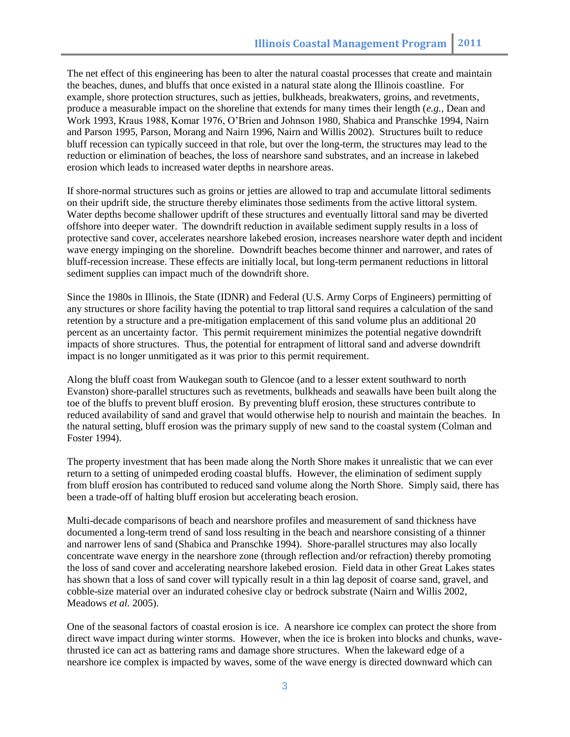The net effect of this engineering has been to alter the natural coastal processes that create and maintain the beaches, dunes, and bluffs that once existed in a natural state along the Illinois coastline. For example, shore protection structures, such as jetties, bulkheads, breakwaters, groins, and revetments, produce a measurable impact on the shoreline that extends for many times their length (*e.g.,* Dean and Work 1993, Kraus 1988, Komar 1976, O'Brien and Johnson 1980, Shabica and Pranschke 1994, Nairn and Parson 1995, Parson, Morang and Nairn 1996, Nairn and Willis 2002). Structures built to reduce bluff recession can typically succeed in that role, but over the long-term, the structures may lead to the reduction or elimination of beaches, the loss of nearshore sand substrates, and an increase in lakebed erosion which leads to increased water depths in nearshore areas.

If shore-normal structures such as groins or jetties are allowed to trap and accumulate littoral sediments on their updrift side, the structure thereby eliminates those sediments from the active littoral system. Water depths become shallower updrift of these structures and eventually littoral sand may be diverted offshore into deeper water. The downdrift reduction in available sediment supply results in a loss of protective sand cover, accelerates nearshore lakebed erosion, increases nearshore water depth and incident wave energy impinging on the shoreline. Downdrift beaches become thinner and narrower, and rates of bluff-recession increase. These effects are initially local, but long-term permanent reductions in littoral sediment supplies can impact much of the downdrift shore.

Since the 1980s in Illinois, the State (IDNR) and Federal (U.S. Army Corps of Engineers) permitting of any structures or shore facility having the potential to trap littoral sand requires a calculation of the sand retention by a structure and a pre-mitigation emplacement of this sand volume plus an additional 20 percent as an uncertainty factor. This permit requirement minimizes the potential negative downdrift impacts of shore structures. Thus, the potential for entrapment of littoral sand and adverse downdrift impact is no longer unmitigated as it was prior to this permit requirement.

Along the bluff coast from Waukegan south to Glencoe (and to a lesser extent southward to north Evanston) shore-parallel structures such as revetments, bulkheads and seawalls have been built along the toe of the bluffs to prevent bluff erosion. By preventing bluff erosion, these structures contribute to reduced availability of sand and gravel that would otherwise help to nourish and maintain the beaches. In the natural setting, bluff erosion was the primary supply of new sand to the coastal system (Colman and Foster 1994).

The property investment that has been made along the North Shore makes it unrealistic that we can ever return to a setting of unimpeded eroding coastal bluffs. However, the elimination of sediment supply from bluff erosion has contributed to reduced sand volume along the North Shore. Simply said, there has been a trade-off of halting bluff erosion but accelerating beach erosion.

Multi-decade comparisons of beach and nearshore profiles and measurement of sand thickness have documented a long-term trend of sand loss resulting in the beach and nearshore consisting of a thinner and narrower lens of sand (Shabica and Pranschke 1994). Shore-parallel structures may also locally concentrate wave energy in the nearshore zone (through reflection and/or refraction) thereby promoting the loss of sand cover and accelerating nearshore lakebed erosion. Field data in other Great Lakes states has shown that a loss of sand cover will typically result in a thin lag deposit of coarse sand, gravel, and cobble-size material over an indurated cohesive clay or bedrock substrate (Nairn and Willis 2002, Meadows *et al.* 2005).

One of the seasonal factors of coastal erosion is ice. A nearshore ice complex can protect the shore from direct wave impact during winter storms. However, when the ice is broken into blocks and chunks, wave-thrusted ice can act as battering rams and damage shore structures. When the lakeward edge of a nearshore ice complex is impacted by waves, some of the wave energy is directed downward which can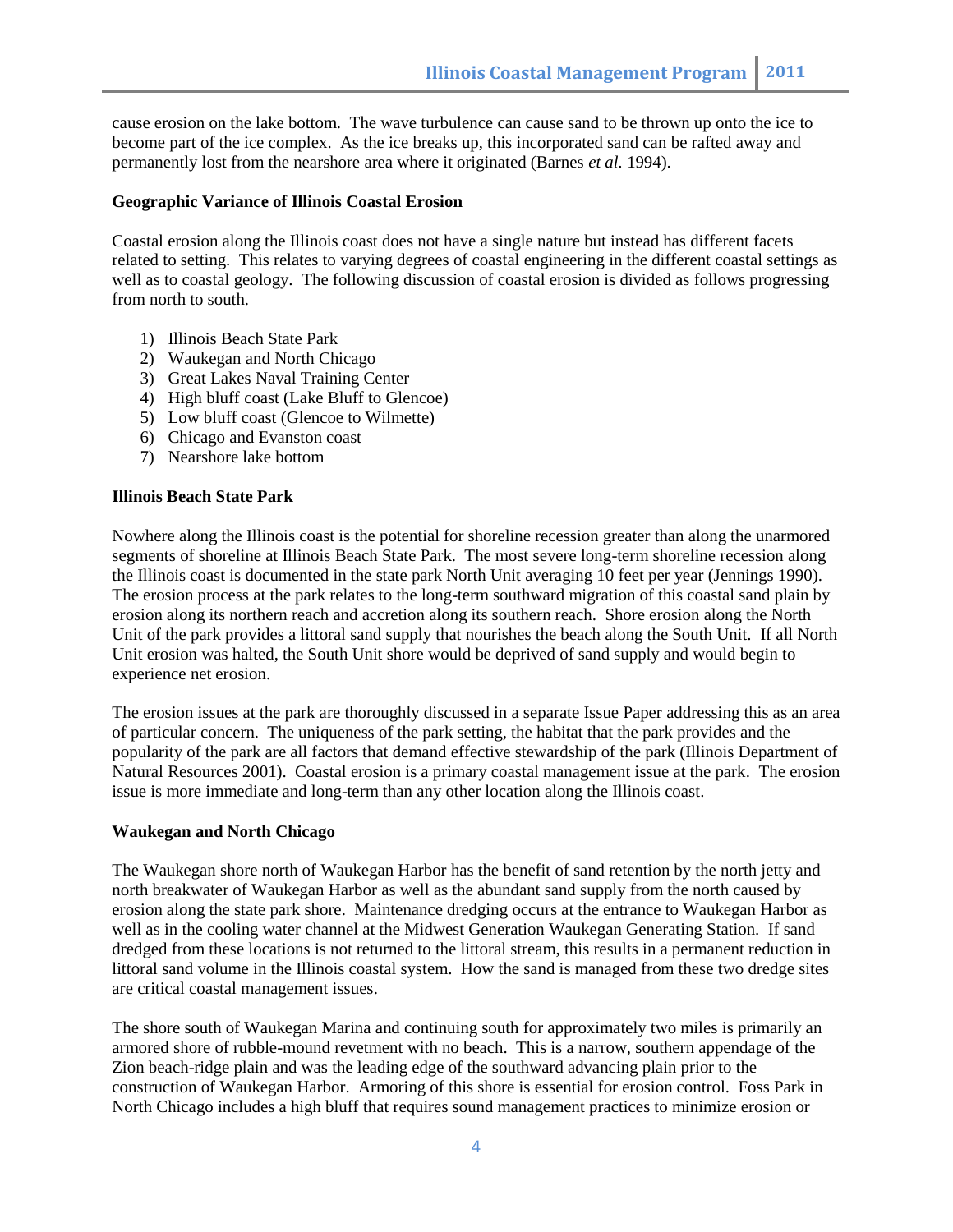cause erosion on the lake bottom. The wave turbulence can cause sand to be thrown up onto the ice to become part of the ice complex. As the ice breaks up, this incorporated sand can be rafted away and permanently lost from the nearshore area where it originated (Barnes *et al.* 1994).

### Geographic Variance of Illinois Coastal Erosion

Coastal erosion along the Illinois coast does not have a single nature but instead has different facets related to setting. This relates to varying degrees of coastal engineering in the different coastal settings as well as to coastal geology. The following discussion of coastal erosion is divided as follows progressing from north to south.

1) Illinois Beach State Park
2) Waukegan and North Chicago
3) Great Lakes Naval Training Center
4) High bluff coast (Lake Bluff to Glencoe)
5) Low bluff coast (Glencoe to Wilmette)
6) Chicago and Evanston coast
7) Nearshore lake bottom

### Illinois Beach State Park

Nowhere along the Illinois coast is the potential for shoreline recession greater than along the unarmored segments of shoreline at Illinois Beach State Park. The most severe long-term shoreline recession along the Illinois coast is documented in the state park North Unit averaging 10 feet per year (Jennings 1990). The erosion process at the park relates to the long-term southward migration of this coastal sand plain by erosion along its northern reach and accretion along its southern reach. Shore erosion along the North Unit of the park provides a littoral sand supply that nourishes the beach along the South Unit. If all North Unit erosion was halted, the South Unit shore would be deprived of sand supply and would begin to experience net erosion.

The erosion issues at the park are thoroughly discussed in a separate Issue Paper addressing this as an area of particular concern. The uniqueness of the park setting, the habitat that the park provides and the popularity of the park are all factors that demand effective stewardship of the park (Illinois Department of Natural Resources 2001). Coastal erosion is a primary coastal management issue at the park. The erosion issue is more immediate and long-term than any other location along the Illinois coast.

### Waukegan and North Chicago

The Waukegan shore north of Waukegan Harbor has the benefit of sand retention by the north jetty and north breakwater of Waukegan Harbor as well as the abundant sand supply from the north caused by erosion along the state park shore. Maintenance dredging occurs at the entrance to Waukegan Harbor as well as in the cooling water channel at the Midwest Generation Waukegan Generating Station. If sand dredged from these locations is not returned to the littoral stream, this results in a permanent reduction in littoral sand volume in the Illinois coastal system. How the sand is managed from these two dredge sites are critical coastal management issues.

The shore south of Waukegan Marina and continuing south for approximately two miles is primarily an armored shore of rubble-mound revetment with no beach. This is a narrow, southern appendage of the Zion beach-ridge plain and was the leading edge of the southward advancing plain prior to the construction of Waukegan Harbor. Armoring of this shore is essential for erosion control. Foss Park in North Chicago includes a high bluff that requires sound management practices to minimize erosion or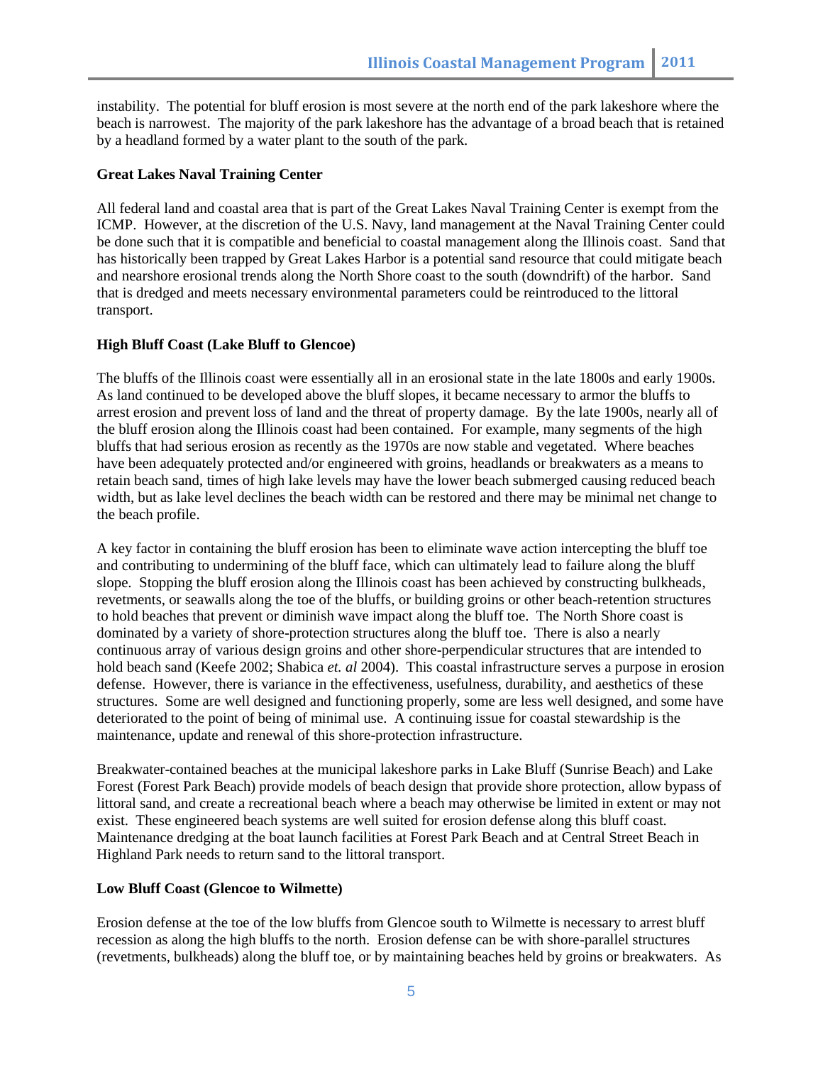instability. The potential for bluff erosion is most severe at the north end of the park lakeshore where the beach is narrowest. The majority of the park lakeshore has the advantage of a broad beach that is retained by a headland formed by a water plant to the south of the park.

**Great Lakes Naval Training Center**

All federal land and coastal area that is part of the Great Lakes Naval Training Center is exempt from the ICMP. However, at the discretion of the U.S. Navy, land management at the Naval Training Center could be done such that it is compatible and beneficial to coastal management along the Illinois coast. Sand that has historically been trapped by Great Lakes Harbor is a potential sand resource that could mitigate beach and nearshore erosional trends along the North Shore coast to the south (downdrift) of the harbor. Sand that is dredged and meets necessary environmental parameters could be reintroduced to the littoral transport.

**High Bluff Coast (Lake Bluff to Glencoe)**

The bluffs of the Illinois coast were essentially all in an erosional state in the late 1800s and early 1900s. As land continued to be developed above the bluff slopes, it became necessary to armor the bluffs to arrest erosion and prevent loss of land and the threat of property damage. By the late 1900s, nearly all of the bluff erosion along the Illinois coast had been contained. For example, many segments of the high bluffs that had serious erosion as recently as the 1970s are now stable and vegetated. Where beaches have been adequately protected and/or engineered with groins, headlands or breakwaters as a means to retain beach sand, times of high lake levels may have the lower beach submerged causing reduced beach width, but as lake level declines the beach width can be restored and there may be minimal net change to the beach profile.

A key factor in containing the bluff erosion has been to eliminate wave action intercepting the bluff toe and contributing to undermining of the bluff face, which can ultimately lead to failure along the bluff slope. Stopping the bluff erosion along the Illinois coast has been achieved by constructing bulkheads, revetments, or seawalls along the toe of the bluffs, or building groins or other beach-retention structures to hold beaches that prevent or diminish wave impact along the bluff toe. The North Shore coast is dominated by a variety of shore-protection structures along the bluff toe. There is also a nearly continuous array of various design groins and other shore-perpendicular structures that are intended to hold beach sand (Keefe 2002; Shabica *et. al* 2004). This coastal infrastructure serves a purpose in erosion defense. However, there is variance in the effectiveness, usefulness, durability, and aesthetics of these structures. Some are well designed and functioning properly, some are less well designed, and some have deteriorated to the point of being of minimal use. A continuing issue for coastal stewardship is the maintenance, update and renewal of this shore-protection infrastructure.

Breakwater-contained beaches at the municipal lakeshore parks in Lake Bluff (Sunrise Beach) and Lake Forest (Forest Park Beach) provide models of beach design that provide shore protection, allow bypass of littoral sand, and create a recreational beach where a beach may otherwise be limited in extent or may not exist. These engineered beach systems are well suited for erosion defense along this bluff coast. Maintenance dredging at the boat launch facilities at Forest Park Beach and at Central Street Beach in Highland Park needs to return sand to the littoral transport.

**Low Bluff Coast (Glencoe to Wilmette)**

Erosion defense at the toe of the low bluffs from Glencoe south to Wilmette is necessary to arrest bluff recession as along the high bluffs to the north. Erosion defense can be with shore-parallel structures (revetments, bulkheads) along the bluff toe, or by maintaining beaches held by groins or breakwaters. As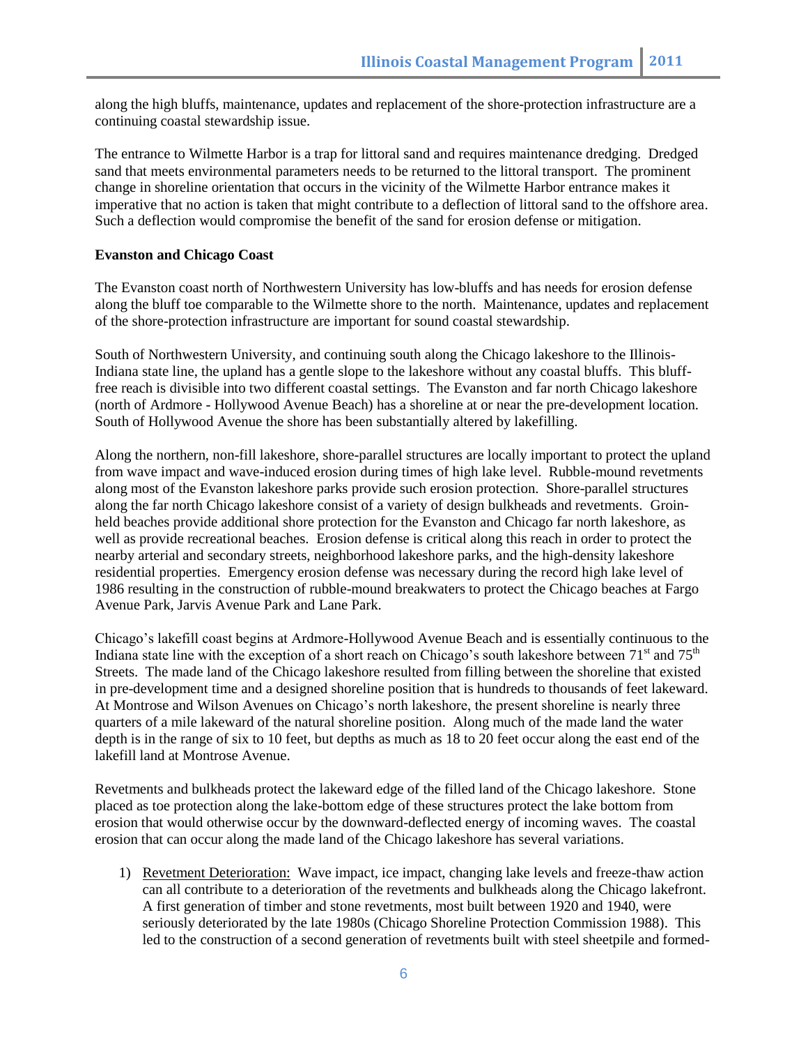along the high bluffs, maintenance, updates and replacement of the shore-protection infrastructure are a continuing coastal stewardship issue.

The entrance to Wilmette Harbor is a trap for littoral sand and requires maintenance dredging. Dredged sand that meets environmental parameters needs to be returned to the littoral transport. The prominent change in shoreline orientation that occurs in the vicinity of the Wilmette Harbor entrance makes it imperative that no action is taken that might contribute to a deflection of littoral sand to the offshore area. Such a deflection would compromise the benefit of the sand for erosion defense or mitigation.

**Evanston and Chicago Coast**

The Evanston coast north of Northwestern University has low-bluffs and has needs for erosion defense along the bluff toe comparable to the Wilmette shore to the north. Maintenance, updates and replacement of the shore-protection infrastructure are important for sound coastal stewardship.

South of Northwestern University, and continuing south along the Chicago lakeshore to the Illinois-Indiana state line, the upland has a gentle slope to the lakeshore without any coastal bluffs. This bluff-free reach is divisible into two different coastal settings. The Evanston and far north Chicago lakeshore (north of Ardmore - Hollywood Avenue Beach) has a shoreline at or near the pre-development location. South of Hollywood Avenue the shore has been substantially altered by lakefilling.

Along the northern, non-fill lakeshore, shore-parallel structures are locally important to protect the upland from wave impact and wave-induced erosion during times of high lake level. Rubble-mound revetments along most of the Evanston lakeshore parks provide such erosion protection. Shore-parallel structures along the far north Chicago lakeshore consist of a variety of design bulkheads and revetments. Groin-held beaches provide additional shore protection for the Evanston and Chicago far north lakeshore, as well as provide recreational beaches. Erosion defense is critical along this reach in order to protect the nearby arterial and secondary streets, neighborhood lakeshore parks, and the high-density lakeshore residential properties. Emergency erosion defense was necessary during the record high lake level of 1986 resulting in the construction of rubble-mound breakwaters to protect the Chicago beaches at Fargo Avenue Park, Jarvis Avenue Park and Lane Park.

Chicago's lakefill coast begins at Ardmore-Hollywood Avenue Beach and is essentially continuous to the Indiana state line with the exception of a short reach on Chicago's south lakeshore between 71st and 75th Streets. The made land of the Chicago lakeshore resulted from filling between the shoreline that existed in pre-development time and a designed shoreline position that is hundreds to thousands of feet lakeward. At Montrose and Wilson Avenues on Chicago's north lakeshore, the present shoreline is nearly three quarters of a mile lakeward of the natural shoreline position. Along much of the made land the water depth is in the range of six to 10 feet, but depths as much as 18 to 20 feet occur along the east end of the lakefill land at Montrose Avenue.

Revetments and bulkheads protect the lakeward edge of the filled land of the Chicago lakeshore. Stone placed as toe protection along the lake-bottom edge of these structures protect the lake bottom from erosion that would otherwise occur by the downward-deflected energy of incoming waves. The coastal erosion that can occur along the made land of the Chicago lakeshore has several variations.

1) Revetment Deterioration: Wave impact, ice impact, changing lake levels and freeze-thaw action can all contribute to a deterioration of the revetments and bulkheads along the Chicago lakefront. A first generation of timber and stone revetments, most built between 1920 and 1940, were seriously deteriorated by the late 1980s (Chicago Shoreline Protection Commission 1988). This led to the construction of a second generation of revetments built with steel sheetpile and formed-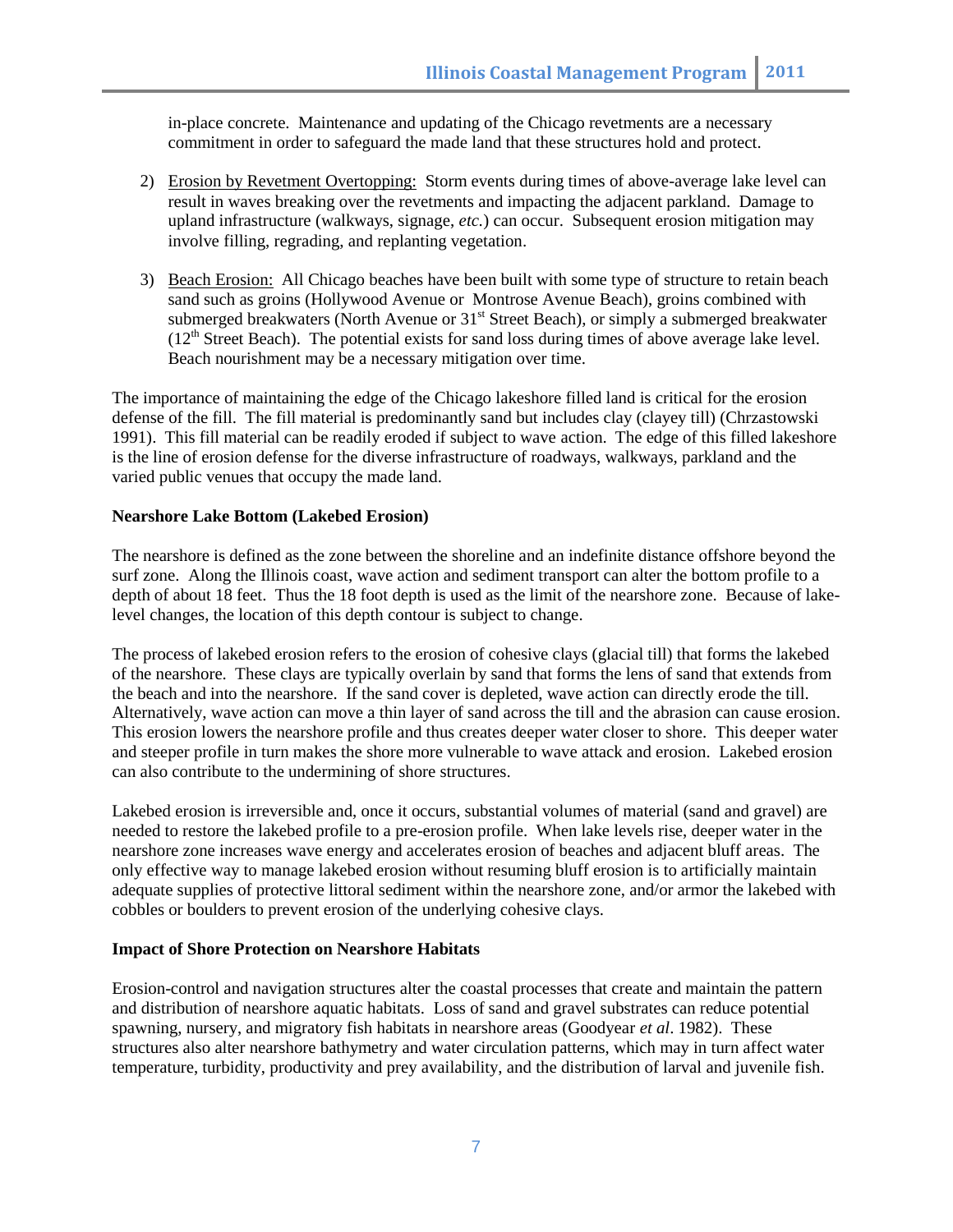in-place concrete. Maintenance and updating of the Chicago revetments are a necessary commitment in order to safeguard the made land that these structures hold and protect.

2) Erosion by Revetment Overtopping: Storm events during times of above-average lake level can result in waves breaking over the revetments and impacting the adjacent parkland. Damage to upland infrastructure (walkways, signage, *etc.*) can occur. Subsequent erosion mitigation may involve filling, regrading, and replanting vegetation.

3) Beach Erosion: All Chicago beaches have been built with some type of structure to retain beach sand such as groins (Hollywood Avenue or Montrose Avenue Beach), groins combined with submerged breakwaters (North Avenue or 31st Street Beach), or simply a submerged breakwater (12th Street Beach). The potential exists for sand loss during times of above average lake level. Beach nourishment may be a necessary mitigation over time.

The importance of maintaining the edge of the Chicago lakeshore filled land is critical for the erosion defense of the fill. The fill material is predominantly sand but includes clay (clayey till) (Chrzastowski 1991). This fill material can be readily eroded if subject to wave action. The edge of this filled lakeshore is the line of erosion defense for the diverse infrastructure of roadways, walkways, parkland and the varied public venues that occupy the made land.

**Nearshore Lake Bottom (Lakebed Erosion)**

The nearshore is defined as the zone between the shoreline and an indefinite distance offshore beyond the surf zone. Along the Illinois coast, wave action and sediment transport can alter the bottom profile to a depth of about 18 feet. Thus the 18 foot depth is used as the limit of the nearshore zone. Because of lake-level changes, the location of this depth contour is subject to change.

The process of lakebed erosion refers to the erosion of cohesive clays (glacial till) that forms the lakebed of the nearshore. These clays are typically overlain by sand that forms the lens of sand that extends from the beach and into the nearshore. If the sand cover is depleted, wave action can directly erode the till. Alternatively, wave action can move a thin layer of sand across the till and the abrasion can cause erosion. This erosion lowers the nearshore profile and thus creates deeper water closer to shore. This deeper water and steeper profile in turn makes the shore more vulnerable to wave attack and erosion. Lakebed erosion can also contribute to the undermining of shore structures.

Lakebed erosion is irreversible and, once it occurs, substantial volumes of material (sand and gravel) are needed to restore the lakebed profile to a pre-erosion profile. When lake levels rise, deeper water in the nearshore zone increases wave energy and accelerates erosion of beaches and adjacent bluff areas. The only effective way to manage lakebed erosion without resuming bluff erosion is to artificially maintain adequate supplies of protective littoral sediment within the nearshore zone, and/or armor the lakebed with cobbles or boulders to prevent erosion of the underlying cohesive clays.

**Impact of Shore Protection on Nearshore Habitats**

Erosion-control and navigation structures alter the coastal processes that create and maintain the pattern and distribution of nearshore aquatic habitats. Loss of sand and gravel substrates can reduce potential spawning, nursery, and migratory fish habitats in nearshore areas (Goodyear *et al*. 1982). These structures also alter nearshore bathymetry and water circulation patterns, which may in turn affect water temperature, turbidity, productivity and prey availability, and the distribution of larval and juvenile fish.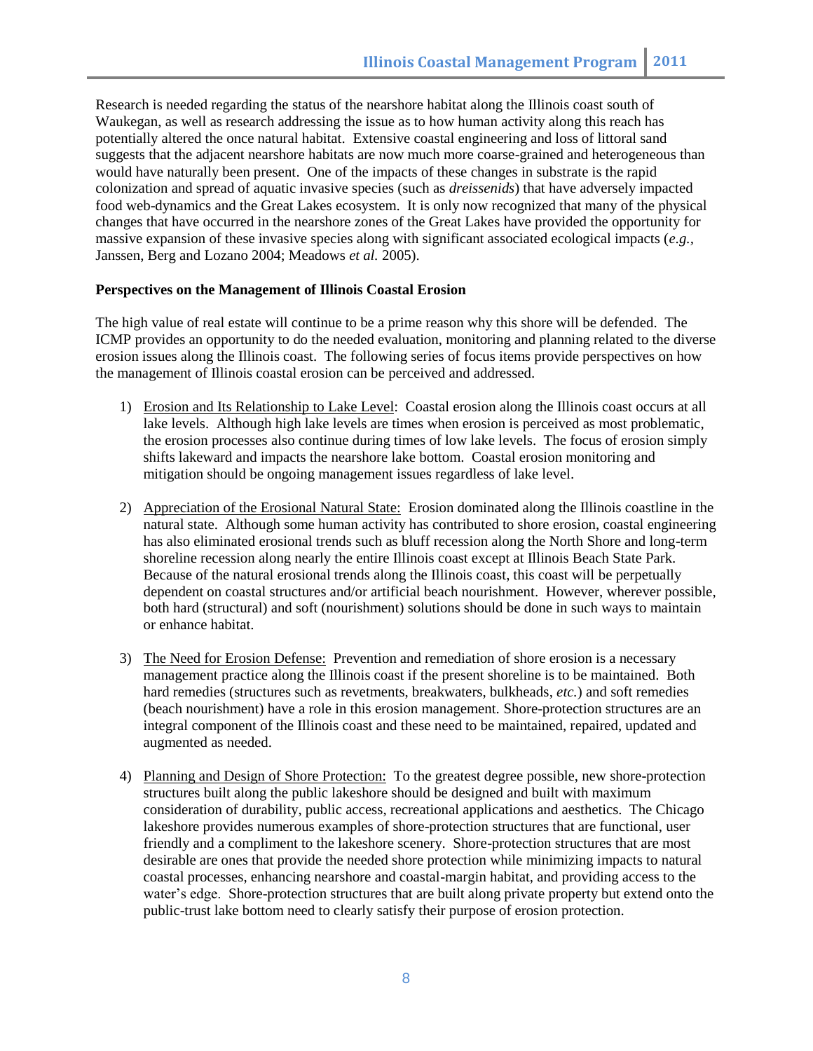Research is needed regarding the status of the nearshore habitat along the Illinois coast south of Waukegan, as well as research addressing the issue as to how human activity along this reach has potentially altered the once natural habitat. Extensive coastal engineering and loss of littoral sand suggests that the adjacent nearshore habitats are now much more coarse-grained and heterogeneous than would have naturally been present. One of the impacts of these changes in substrate is the rapid colonization and spread of aquatic invasive species (such as *dreissenids*) that have adversely impacted food web-dynamics and the Great Lakes ecosystem. It is only now recognized that many of the physical changes that have occurred in the nearshore zones of the Great Lakes have provided the opportunity for massive expansion of these invasive species along with significant associated ecological impacts (*e.g.*, Janssen, Berg and Lozano 2004; Meadows *et al.* 2005).

**Perspectives on the Management of Illinois Coastal Erosion**

The high value of real estate will continue to be a prime reason why this shore will be defended. The ICMP provides an opportunity to do the needed evaluation, monitoring and planning related to the diverse erosion issues along the Illinois coast. The following series of focus items provide perspectives on how the management of Illinois coastal erosion can be perceived and addressed.

1) <u>Erosion and Its Relationship to Lake Level</u>: Coastal erosion along the Illinois coast occurs at all lake levels. Although high lake levels are times when erosion is perceived as most problematic, the erosion processes also continue during times of low lake levels. The focus of erosion simply shifts lakeward and impacts the nearshore lake bottom. Coastal erosion monitoring and mitigation should be ongoing management issues regardless of lake level.

2) <u>Appreciation of the Erosional Natural State:</u> Erosion dominated along the Illinois coastline in the natural state. Although some human activity has contributed to shore erosion, coastal engineering has also eliminated erosional trends such as bluff recession along the North Shore and long-term shoreline recession along nearly the entire Illinois coast except at Illinois Beach State Park. Because of the natural erosional trends along the Illinois coast, this coast will be perpetually dependent on coastal structures and/or artificial beach nourishment. However, wherever possible, both hard (structural) and soft (nourishment) solutions should be done in such ways to maintain or enhance habitat.

3) <u>The Need for Erosion Defense:</u> Prevention and remediation of shore erosion is a necessary management practice along the Illinois coast if the present shoreline is to be maintained. Both hard remedies (structures such as revetments, breakwaters, bulkheads, *etc.*) and soft remedies (beach nourishment) have a role in this erosion management. Shore-protection structures are an integral component of the Illinois coast and these need to be maintained, repaired, updated and augmented as needed.

4) <u>Planning and Design of Shore Protection:</u> To the greatest degree possible, new shore-protection structures built along the public lakeshore should be designed and built with maximum consideration of durability, public access, recreational applications and aesthetics. The Chicago lakeshore provides numerous examples of shore-protection structures that are functional, user friendly and a compliment to the lakeshore scenery. Shore-protection structures that are most desirable are ones that provide the needed shore protection while minimizing impacts to natural coastal processes, enhancing nearshore and coastal-margin habitat, and providing access to the water's edge. Shore-protection structures that are built along private property but extend onto the public-trust lake bottom need to clearly satisfy their purpose of erosion protection.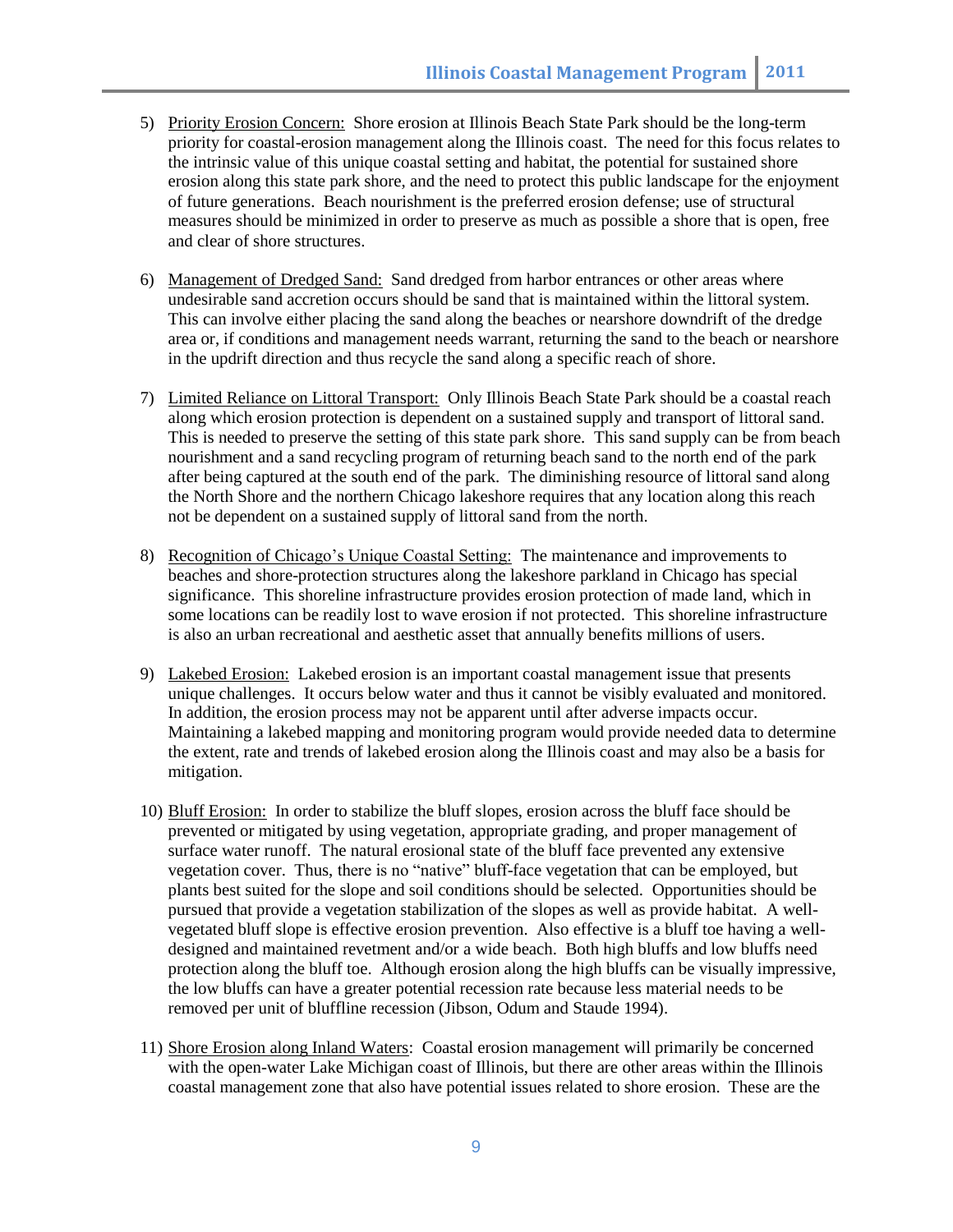5) Priority Erosion Concern: Shore erosion at Illinois Beach State Park should be the long-term priority for coastal-erosion management along the Illinois coast. The need for this focus relates to the intrinsic value of this unique coastal setting and habitat, the potential for sustained shore erosion along this state park shore, and the need to protect this public landscape for the enjoyment of future generations. Beach nourishment is the preferred erosion defense; use of structural measures should be minimized in order to preserve as much as possible a shore that is open, free and clear of shore structures.

6) Management of Dredged Sand: Sand dredged from harbor entrances or other areas where undesirable sand accretion occurs should be sand that is maintained within the littoral system. This can involve either placing the sand along the beaches or nearshore downdrift of the dredge area or, if conditions and management needs warrant, returning the sand to the beach or nearshore in the updrift direction and thus recycle the sand along a specific reach of shore.

7) Limited Reliance on Littoral Transport: Only Illinois Beach State Park should be a coastal reach along which erosion protection is dependent on a sustained supply and transport of littoral sand. This is needed to preserve the setting of this state park shore. This sand supply can be from beach nourishment and a sand recycling program of returning beach sand to the north end of the park after being captured at the south end of the park. The diminishing resource of littoral sand along the North Shore and the northern Chicago lakeshore requires that any location along this reach not be dependent on a sustained supply of littoral sand from the north.

8) Recognition of Chicago's Unique Coastal Setting: The maintenance and improvements to beaches and shore-protection structures along the lakeshore parkland in Chicago has special significance. This shoreline infrastructure provides erosion protection of made land, which in some locations can be readily lost to wave erosion if not protected. This shoreline infrastructure is also an urban recreational and aesthetic asset that annually benefits millions of users.

9) Lakebed Erosion: Lakebed erosion is an important coastal management issue that presents unique challenges. It occurs below water and thus it cannot be visibly evaluated and monitored. In addition, the erosion process may not be apparent until after adverse impacts occur. Maintaining a lakebed mapping and monitoring program would provide needed data to determine the extent, rate and trends of lakebed erosion along the Illinois coast and may also be a basis for mitigation.

10) Bluff Erosion: In order to stabilize the bluff slopes, erosion across the bluff face should be prevented or mitigated by using vegetation, appropriate grading, and proper management of surface water runoff. The natural erosional state of the bluff face prevented any extensive vegetation cover. Thus, there is no "native" bluff-face vegetation that can be employed, but plants best suited for the slope and soil conditions should be selected. Opportunities should be pursued that provide a vegetation stabilization of the slopes as well as provide habitat. A well-vegetated bluff slope is effective erosion prevention. Also effective is a bluff toe having a well-designed and maintained revetment and/or a wide beach. Both high bluffs and low bluffs need protection along the bluff toe. Although erosion along the high bluffs can be visually impressive, the low bluffs can have a greater potential recession rate because less material needs to be removed per unit of bluffline recession (Jibson, Odum and Staude 1994).

11) Shore Erosion along Inland Waters: Coastal erosion management will primarily be concerned with the open-water Lake Michigan coast of Illinois, but there are other areas within the Illinois coastal management zone that also have potential issues related to shore erosion. These are the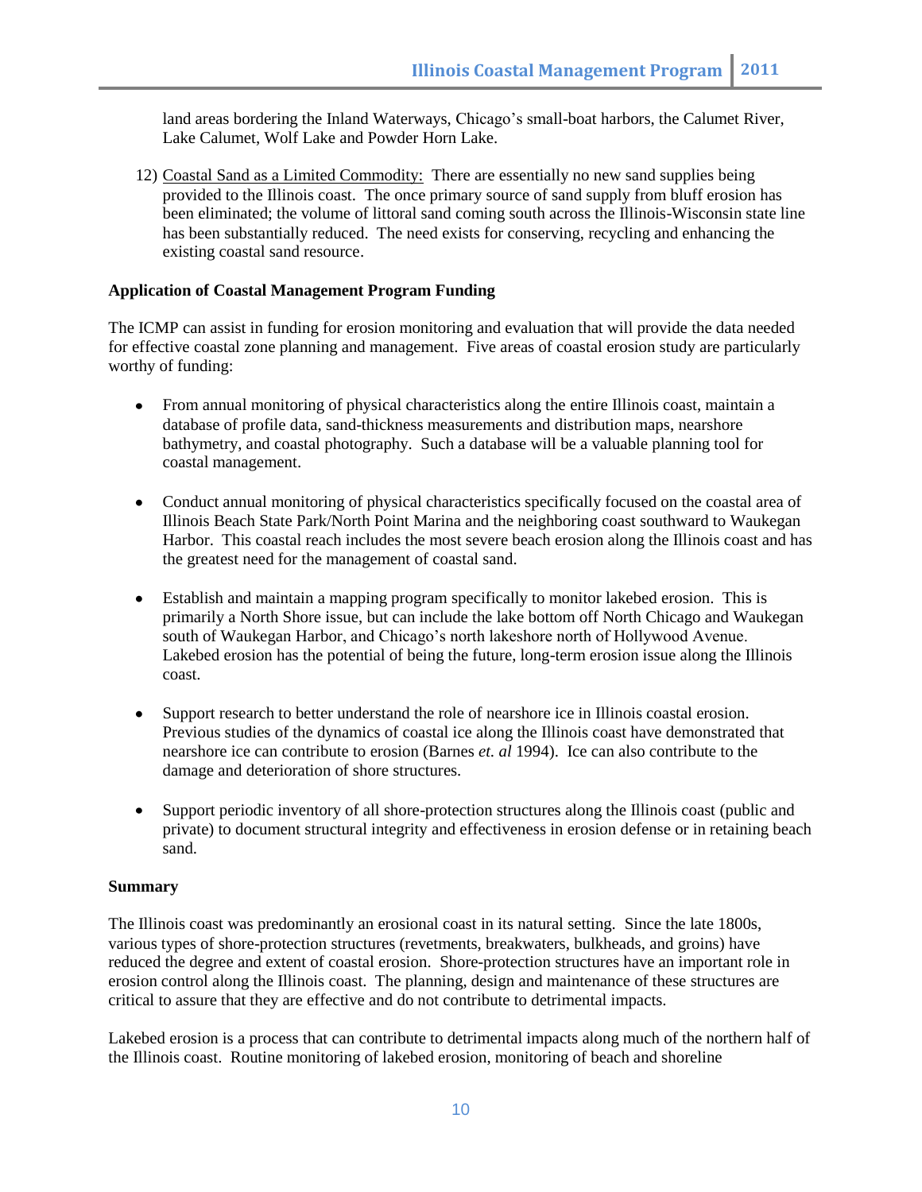land areas bordering the Inland Waterways, Chicago's small-boat harbors, the Calumet River, Lake Calumet, Wolf Lake and Powder Horn Lake.

12) Coastal Sand as a Limited Commodity: There are essentially no new sand supplies being provided to the Illinois coast. The once primary source of sand supply from bluff erosion has been eliminated; the volume of littoral sand coming south across the Illinois-Wisconsin state line has been substantially reduced. The need exists for conserving, recycling and enhancing the existing coastal sand resource.

**Application of Coastal Management Program Funding**

The ICMP can assist in funding for erosion monitoring and evaluation that will provide the data needed for effective coastal zone planning and management. Five areas of coastal erosion study are particularly worthy of funding:

- From annual monitoring of physical characteristics along the entire Illinois coast, maintain a database of profile data, sand-thickness measurements and distribution maps, nearshore bathymetry, and coastal photography. Such a database will be a valuable planning tool for coastal management.

- Conduct annual monitoring of physical characteristics specifically focused on the coastal area of Illinois Beach State Park/North Point Marina and the neighboring coast southward to Waukegan Harbor. This coastal reach includes the most severe beach erosion along the Illinois coast and has the greatest need for the management of coastal sand.

- Establish and maintain a mapping program specifically to monitor lakebed erosion. This is primarily a North Shore issue, but can include the lake bottom off North Chicago and Waukegan south of Waukegan Harbor, and Chicago's north lakeshore north of Hollywood Avenue. Lakebed erosion has the potential of being the future, long-term erosion issue along the Illinois coast.

- Support research to better understand the role of nearshore ice in Illinois coastal erosion. Previous studies of the dynamics of coastal ice along the Illinois coast have demonstrated that nearshore ice can contribute to erosion (Barnes *et. al* 1994). Ice can also contribute to the damage and deterioration of shore structures.

- Support periodic inventory of all shore-protection structures along the Illinois coast (public and private) to document structural integrity and effectiveness in erosion defense or in retaining beach sand.

**Summary**

The Illinois coast was predominantly an erosional coast in its natural setting. Since the late 1800s, various types of shore-protection structures (revetments, breakwaters, bulkheads, and groins) have reduced the degree and extent of coastal erosion. Shore-protection structures have an important role in erosion control along the Illinois coast. The planning, design and maintenance of these structures are critical to assure that they are effective and do not contribute to detrimental impacts.

Lakebed erosion is a process that can contribute to detrimental impacts along much of the northern half of the Illinois coast. Routine monitoring of lakebed erosion, monitoring of beach and shoreline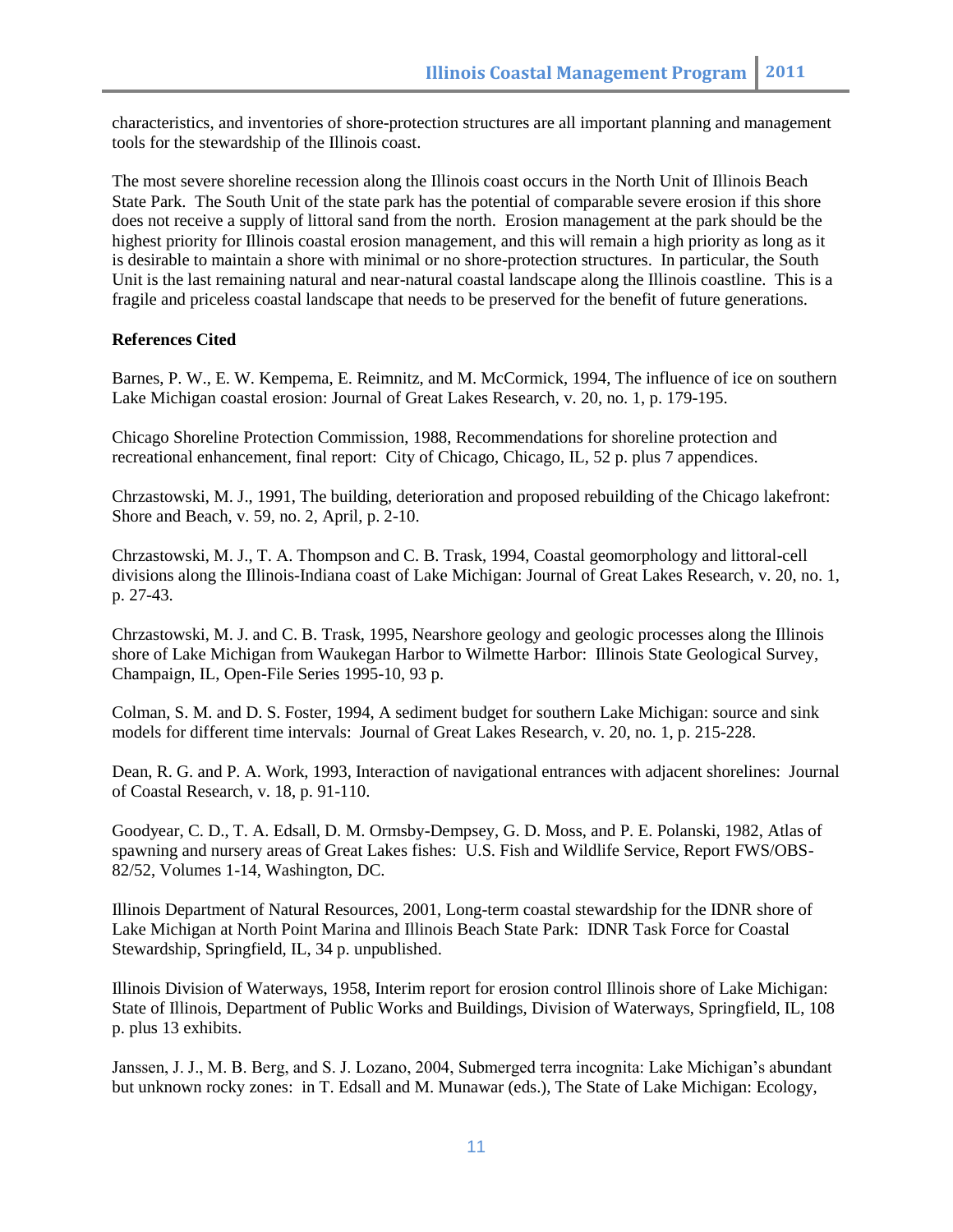characteristics, and inventories of shore-protection structures are all important planning and management tools for the stewardship of the Illinois coast.

The most severe shoreline recession along the Illinois coast occurs in the North Unit of Illinois Beach State Park. The South Unit of the state park has the potential of comparable severe erosion if this shore does not receive a supply of littoral sand from the north. Erosion management at the park should be the highest priority for Illinois coastal erosion management, and this will remain a high priority as long as it is desirable to maintain a shore with minimal or no shore-protection structures. In particular, the South Unit is the last remaining natural and near-natural coastal landscape along the Illinois coastline. This is a fragile and priceless coastal landscape that needs to be preserved for the benefit of future generations.

**References Cited**

Barnes, P. W., E. W. Kempema, E. Reimnitz, and M. McCormick, 1994, The influence of ice on southern Lake Michigan coastal erosion: Journal of Great Lakes Research, v. 20, no. 1, p. 179-195.

Chicago Shoreline Protection Commission, 1988, Recommendations for shoreline protection and recreational enhancement, final report: City of Chicago, Chicago, IL, 52 p. plus 7 appendices.

Chrzastowski, M. J., 1991, The building, deterioration and proposed rebuilding of the Chicago lakefront: Shore and Beach, v. 59, no. 2, April, p. 2-10.

Chrzastowski, M. J., T. A. Thompson and C. B. Trask, 1994, Coastal geomorphology and littoral-cell divisions along the Illinois-Indiana coast of Lake Michigan: Journal of Great Lakes Research, v. 20, no. 1, p. 27-43.

Chrzastowski, M. J. and C. B. Trask, 1995, Nearshore geology and geologic processes along the Illinois shore of Lake Michigan from Waukegan Harbor to Wilmette Harbor: Illinois State Geological Survey, Champaign, IL, Open-File Series 1995-10, 93 p.

Colman, S. M. and D. S. Foster, 1994, A sediment budget for southern Lake Michigan: source and sink models for different time intervals: Journal of Great Lakes Research, v. 20, no. 1, p. 215-228.

Dean, R. G. and P. A. Work, 1993, Interaction of navigational entrances with adjacent shorelines: Journal of Coastal Research, v. 18, p. 91-110.

Goodyear, C. D., T. A. Edsall, D. M. Ormsby-Dempsey, G. D. Moss, and P. E. Polanski, 1982, Atlas of spawning and nursery areas of Great Lakes fishes: U.S. Fish and Wildlife Service, Report FWS/OBS-82/52, Volumes 1-14, Washington, DC.

Illinois Department of Natural Resources, 2001, Long-term coastal stewardship for the IDNR shore of Lake Michigan at North Point Marina and Illinois Beach State Park: IDNR Task Force for Coastal Stewardship, Springfield, IL, 34 p. unpublished.

Illinois Division of Waterways, 1958, Interim report for erosion control Illinois shore of Lake Michigan: State of Illinois, Department of Public Works and Buildings, Division of Waterways, Springfield, IL, 108 p. plus 13 exhibits.

Janssen, J. J., M. B. Berg, and S. J. Lozano, 2004, Submerged terra incognita: Lake Michigan's abundant but unknown rocky zones: in T. Edsall and M. Munawar (eds.), The State of Lake Michigan: Ecology,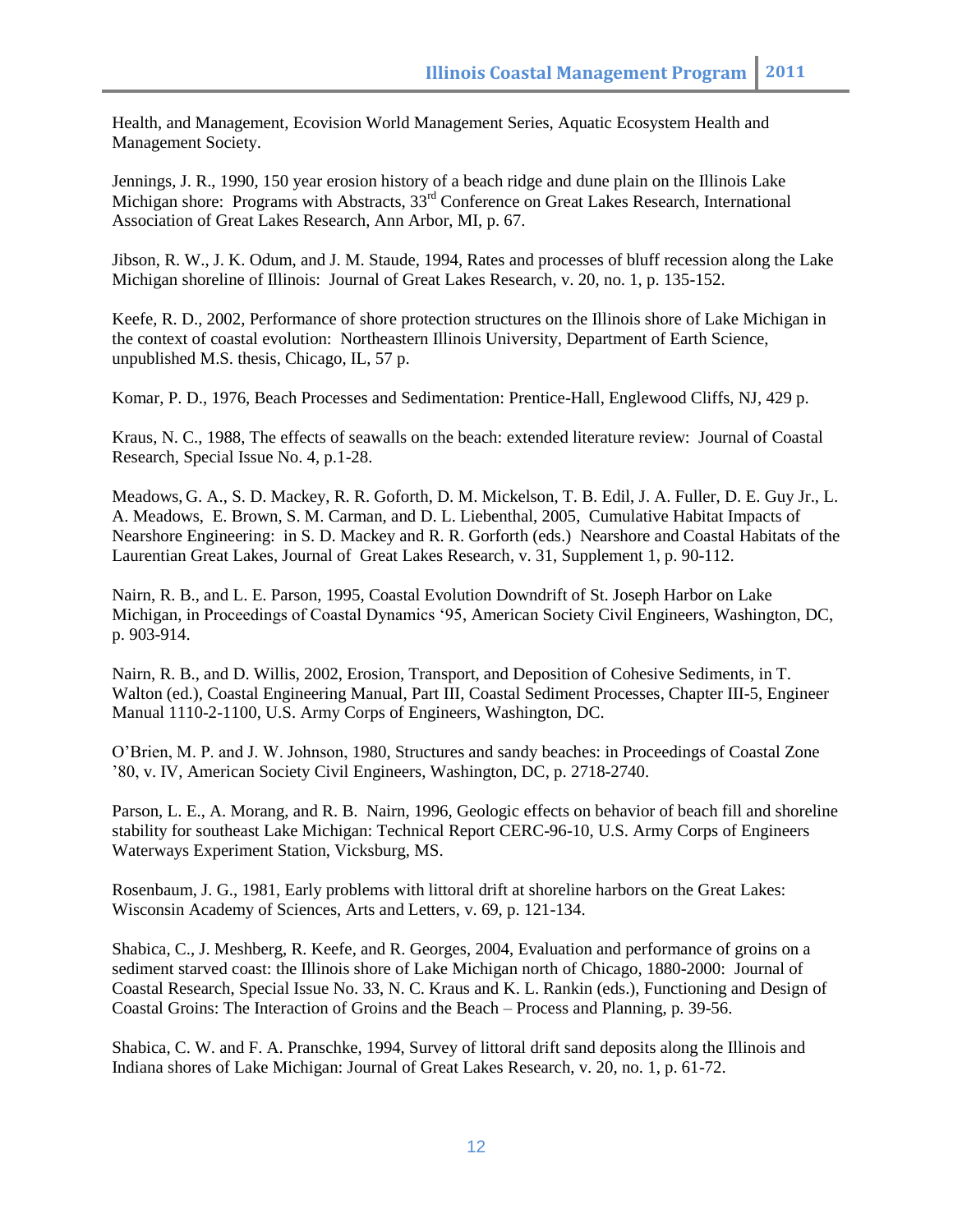Health, and Management, Ecovision World Management Series, Aquatic Ecosystem Health and Management Society.

Jennings, J. R., 1990, 150 year erosion history of a beach ridge and dune plain on the Illinois Lake Michigan shore: Programs with Abstracts, 33rd Conference on Great Lakes Research, International Association of Great Lakes Research, Ann Arbor, MI, p. 67.

Jibson, R. W., J. K. Odum, and J. M. Staude, 1994, Rates and processes of bluff recession along the Lake Michigan shoreline of Illinois: Journal of Great Lakes Research, v. 20, no. 1, p. 135-152.

Keefe, R. D., 2002, Performance of shore protection structures on the Illinois shore of Lake Michigan in the context of coastal evolution: Northeastern Illinois University, Department of Earth Science, unpublished M.S. thesis, Chicago, IL, 57 p.

Komar, P. D., 1976, Beach Processes and Sedimentation: Prentice-Hall, Englewood Cliffs, NJ, 429 p.

Kraus, N. C., 1988, The effects of seawalls on the beach: extended literature review: Journal of Coastal Research, Special Issue No. 4, p.1-28.

Meadows, G. A., S. D. Mackey, R. R. Goforth, D. M. Mickelson, T. B. Edil, J. A. Fuller, D. E. Guy Jr., L. A. Meadows, E. Brown, S. M. Carman, and D. L. Liebenthal, 2005, Cumulative Habitat Impacts of Nearshore Engineering: in S. D. Mackey and R. R. Gorforth (eds.) Nearshore and Coastal Habitats of the Laurentian Great Lakes, Journal of Great Lakes Research, v. 31, Supplement 1, p. 90-112.

Nairn, R. B., and L. E. Parson, 1995, Coastal Evolution Downdrift of St. Joseph Harbor on Lake Michigan, in Proceedings of Coastal Dynamics '95, American Society Civil Engineers, Washington, DC, p. 903-914.

Nairn, R. B., and D. Willis, 2002, Erosion, Transport, and Deposition of Cohesive Sediments, in T. Walton (ed.), Coastal Engineering Manual, Part III, Coastal Sediment Processes, Chapter III-5, Engineer Manual 1110-2-1100, U.S. Army Corps of Engineers, Washington, DC.

O'Brien, M. P. and J. W. Johnson, 1980, Structures and sandy beaches: in Proceedings of Coastal Zone '80, v. IV, American Society Civil Engineers, Washington, DC, p. 2718-2740.

Parson, L. E., A. Morang, and R. B. Nairn, 1996, Geologic effects on behavior of beach fill and shoreline stability for southeast Lake Michigan: Technical Report CERC-96-10, U.S. Army Corps of Engineers Waterways Experiment Station, Vicksburg, MS.

Rosenbaum, J. G., 1981, Early problems with littoral drift at shoreline harbors on the Great Lakes: Wisconsin Academy of Sciences, Arts and Letters, v. 69, p. 121-134.

Shabica, C., J. Meshberg, R. Keefe, and R. Georges, 2004, Evaluation and performance of groins on a sediment starved coast: the Illinois shore of Lake Michigan north of Chicago, 1880-2000: Journal of Coastal Research, Special Issue No. 33, N. C. Kraus and K. L. Rankin (eds.), Functioning and Design of Coastal Groins: The Interaction of Groins and the Beach – Process and Planning, p. 39-56.

Shabica, C. W. and F. A. Pranschke, 1994, Survey of littoral drift sand deposits along the Illinois and Indiana shores of Lake Michigan: Journal of Great Lakes Research, v. 20, no. 1, p. 61-72.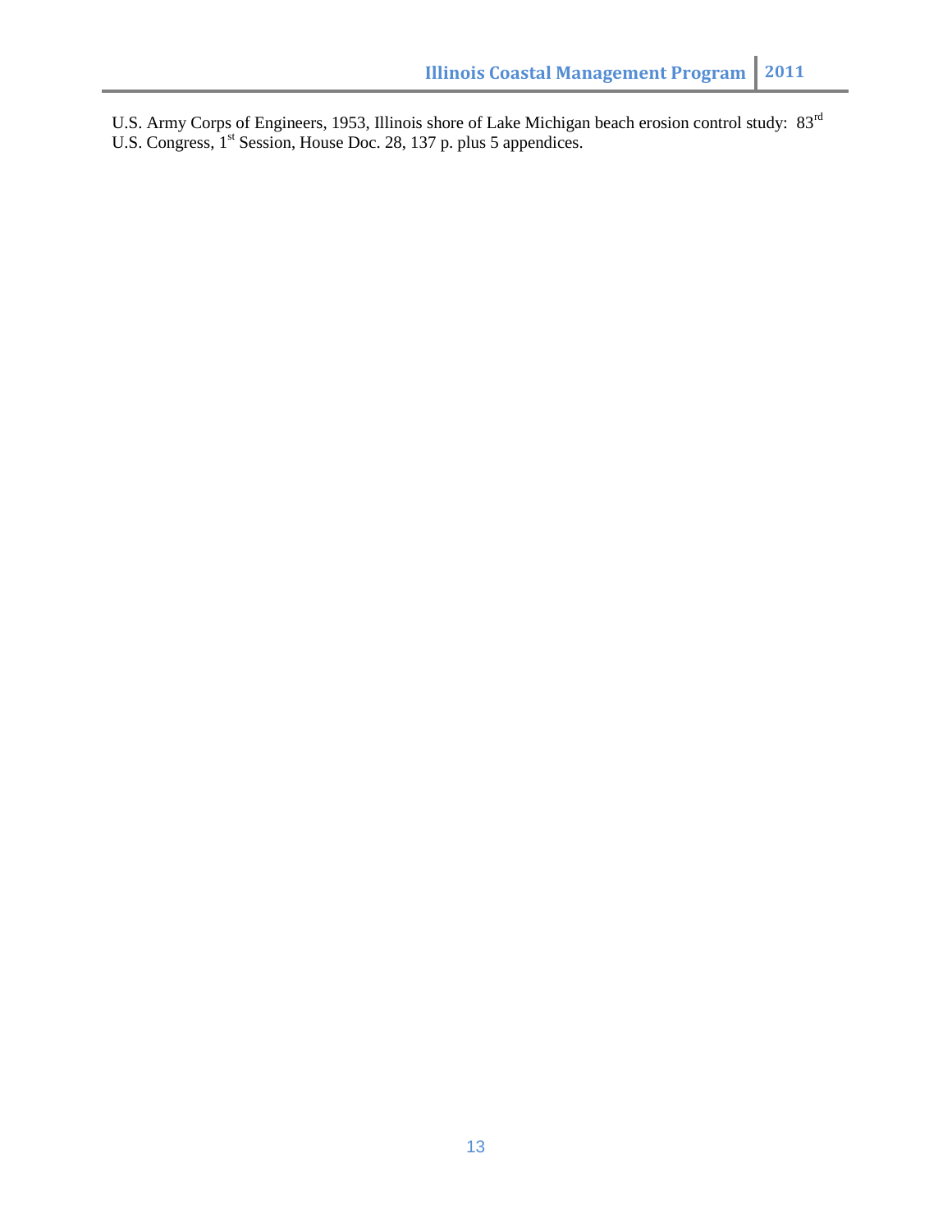U.S. Army Corps of Engineers, 1953, Illinois shore of Lake Michigan beach erosion control study: 83rd U.S. Congress, 1st Session, House Doc. 28, 137 p. plus 5 appendices.